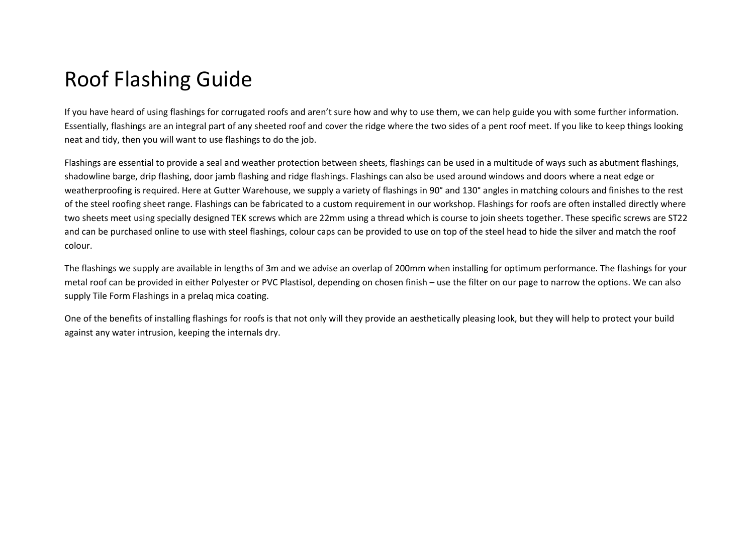# Roof Flashing Guide

If you have heard of using flashings for corrugated roofs and aren't sure how and why to use them, we can help guide you with some further information. Essentially, flashings are an integral part of any sheeted roof and cover the ridge where the two sides of a pent roof meet. If you like to keep things looking neat and tidy, then you will want to use flashings to do the job.

Flashings are essential to provide a seal and weather protection between sheets, flashings can be used in a multitude of ways such as abutment flashings, shadowline barge, drip flashing, door jamb flashing and ridge flashings. Flashings can also be used around windows and doors where a neat edge or weatherproofing is required. Here at Gutter Warehouse, we supply a variety of flashings in 90° and 130° angles in matching colours and finishes to the rest of the steel roofing sheet range. Flashings can be fabricated to a custom requirement in our workshop. Flashings for roofs are often installed directly where two sheets meet using specially designed TEK screws which are 22mm using a thread which is course to join sheets together. These specific screws are ST22 and can be purchased online to use with steel flashings, colour caps can be provided to use on top of the steel head to hide the silver and match the roof colour.

The flashings we supply are available in lengths of 3m and we advise an overlap of 200mm when installing for optimum performance. The flashings for your metal roof can be provided in either Polyester or PVC Plastisol, depending on chosen finish – use the filter on our page to narrow the options. We can also supply Tile Form Flashings in a prelaq mica coating.

One of the benefits of installing flashings for roofs is that not only will they provide an aesthetically pleasing look, but they will help to protect your build against any water intrusion, keeping the internals dry.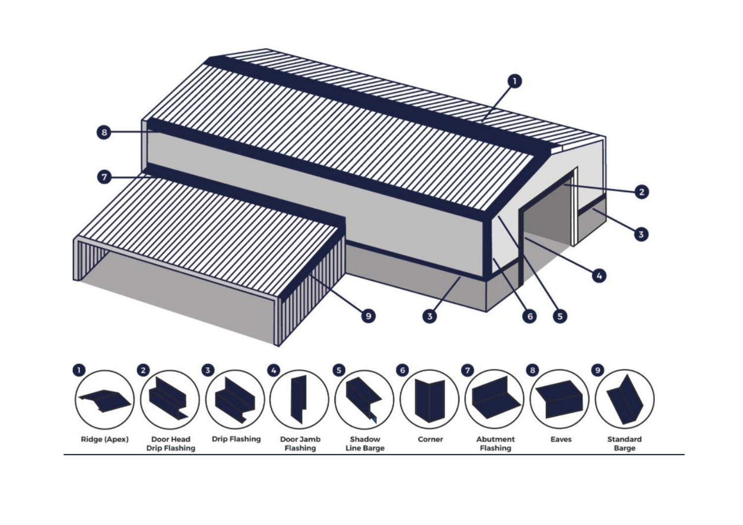1 Ridge (Apex)

2 Door Head Drip Flashing

3 Drip Flashing

4 Door Jamb Flashing

5 Shadow Line Barge

6 Corner

7 Abutment Flashing

8 Eaves

9 Standard Barge